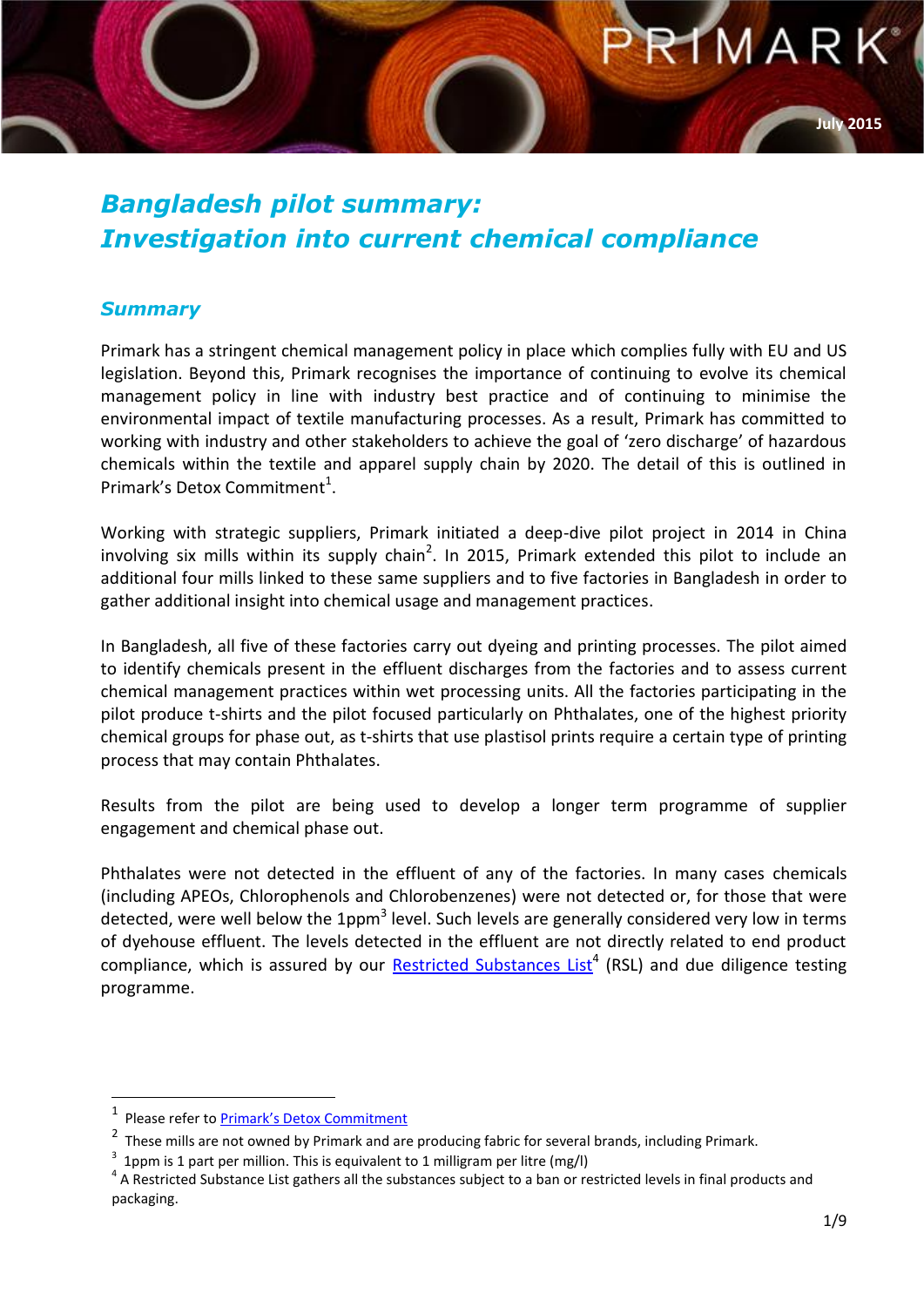PRIMARK

July 2015

# Bangladesh pilot summary: Investigation into current chemical compliance

## Summary

Primark has a stringent chemical management policy in place which complies fully with EU and US legislation. Beyond this, Primark recognises the importance of continuing to evolve its chemical management policy in line with industry best practice and of continuing to minimise the environmental impact of textile manufacturing processes. As a result, Primark has committed to working with industry and other stakeholders to achieve the goal of 'zero discharge' of hazardous chemicals within the textile and apparel supply chain by 2020. The detail of this is outlined in Primark's Detox Commitment[1].

Working with strategic suppliers, Primark initiated a deep-dive pilot project in 2014 in China involving six mills within its supply chain[2]. In 2015, Primark extended this pilot to include an additional four mills linked to these same suppliers and to five factories in Bangladesh in order to gather additional insight into chemical usage and management practices.

In Bangladesh, all five of these factories carry out dyeing and printing processes. The pilot aimed to identify chemicals present in the effluent discharges from the factories and to assess current chemical management practices within wet processing units. All the factories participating in the pilot produce t-shirts and the pilot focused particularly on Phthalates, one of the highest priority chemical groups for phase out, as t-shirts that use plastisol prints require a certain type of printing process that may contain Phthalates.

Results from the pilot are being used to develop a longer term programme of supplier engagement and chemical phase out.

Phthalates were not detected in the effluent of any of the factories. In many cases chemicals (including APEOs, Chlorophenols and Chlorobenzenes) were not detected or, for those that were detected, were well below the 1ppm[3] level. Such levels are generally considered very low in terms of dyehouse effluent. The levels detected in the effluent are not directly related to end product compliance, which is assured by our Restricted Substances List[4] (RSL) and due diligence testing programme.

---

[1] Please refer to Primark's Detox Commitment

[2] These mills are not owned by Primark and are producing fabric for several brands, including Primark.

[3] 1ppm is 1 part per million. This is equivalent to 1 milligram per litre (mg/l)

[4] A Restricted Substance List gathers all the substances subject to a ban or restricted levels in final products and packaging.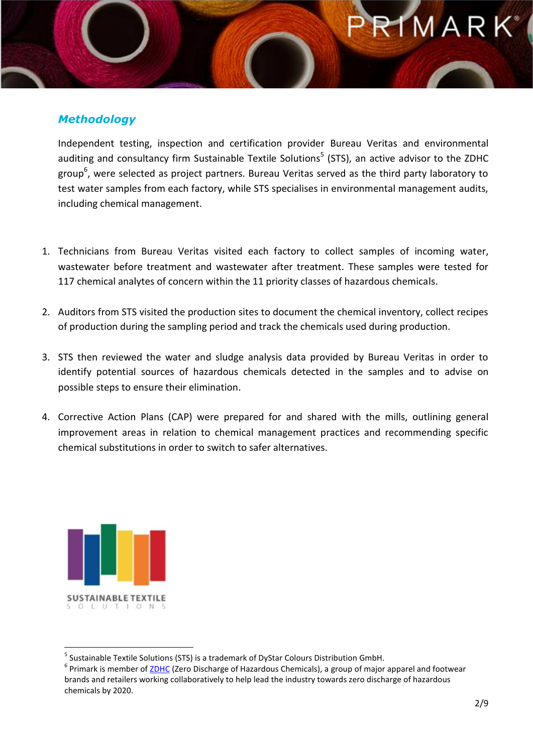## *Methodology*

Independent testing, inspection and certification provider Bureau Veritas and environmental auditing and consultancy firm Sustainable Textile Solutions[5] (STS), an active advisor to the ZDHC group[6], were selected as project partners. Bureau Veritas served as the third party laboratory to test water samples from each factory, while STS specialises in environmental management audits, including chemical management.

1. Technicians from Bureau Veritas visited each factory to collect samples of incoming water, wastewater before treatment and wastewater after treatment. These samples were tested for 117 chemical analytes of concern within the 11 priority classes of hazardous chemicals.

2. Auditors from STS visited the production sites to document the chemical inventory, collect recipes of production during the sampling period and track the chemicals used during production.

3. STS then reviewed the water and sludge analysis data provided by Bureau Veritas in order to identify potential sources of hazardous chemicals detected in the samples and to advise on possible steps to ensure their elimination.

4. Corrective Action Plans (CAP) were prepared for and shared with the mills, outlining general improvement areas in relation to chemical management practices and recommending specific chemical substitutions in order to switch to safer alternatives.

SUSTAINABLE TEXTILE SOLUTIONS

---

[5] Sustainable Textile Solutions (STS) is a trademark of DyStar Colours Distribution GmbH.

[6] Primark is member of ZDHC (Zero Discharge of Hazardous Chemicals), a group of major apparel and footwear brands and retailers working collaboratively to help lead the industry towards zero discharge of hazardous chemicals by 2020.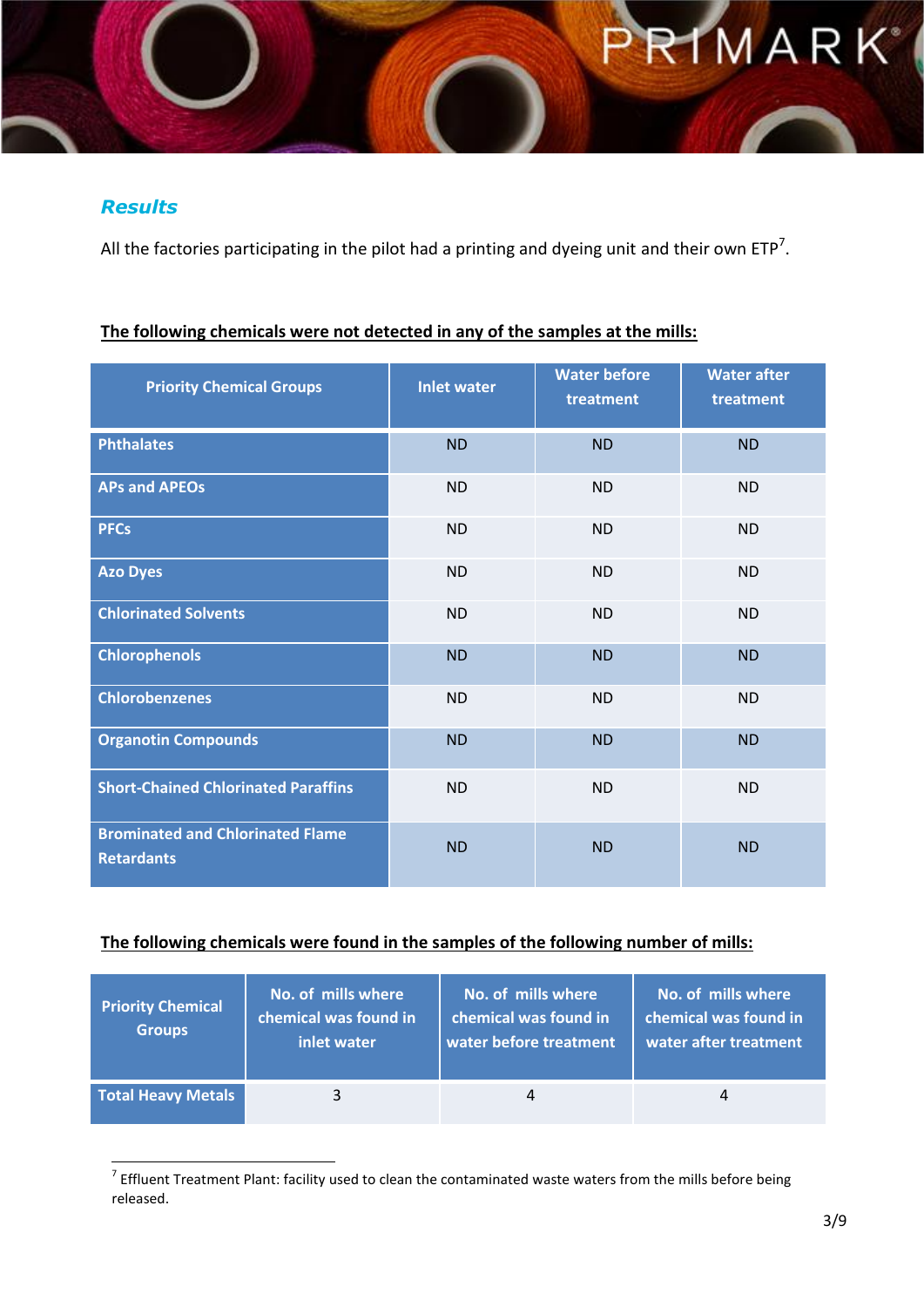## *Results*

All the factories participating in the pilot had a printing and dyeing unit and their own ETP[7].

**The following chemicals were not detected in any of the samples at the mills:**

| Priority Chemical Groups | Inlet water | Water before treatment | Water after treatment |
|---|---|---|---|
| Phthalates | ND | ND | ND |
| APs and APEOs | ND | ND | ND |
| PFCs | ND | ND | ND |
| Azo Dyes | ND | ND | ND |
| Chlorinated Solvents | ND | ND | ND |
| Chlorophenols | ND | ND | ND |
| Chlorobenzenes | ND | ND | ND |
| Organotin Compounds | ND | ND | ND |
| Short-Chained Chlorinated Paraffins | ND | ND | ND |
| Brominated and Chlorinated Flame Retardants | ND | ND | ND |

**The following chemicals were found in the samples of the following number of mills:**

| Priority Chemical Groups | No. of mills where chemical was found in inlet water | No. of mills where chemical was found in water before treatment | No. of mills where chemical was found in water after treatment |
|---|---|---|---|
| Total Heavy Metals | 3 | 4 | 4 |

[7] Effluent Treatment Plant: facility used to clean the contaminated waste waters from the mills before being released.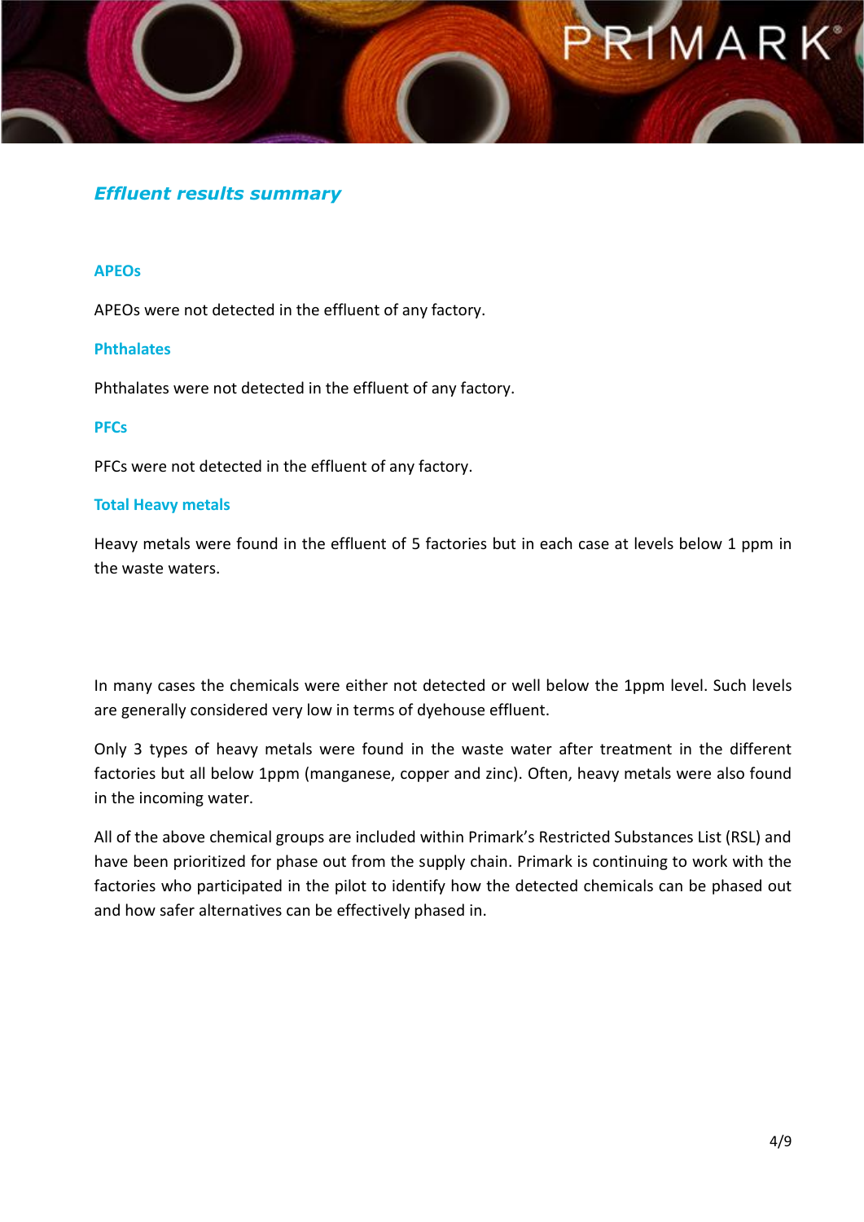## *Effluent results summary*

### APEOs

APEOs were not detected in the effluent of any factory.

### Phthalates

Phthalates were not detected in the effluent of any factory.

### PFCs

PFCs were not detected in the effluent of any factory.

### Total Heavy metals

Heavy metals were found in the effluent of 5 factories but in each case at levels below 1 ppm in the waste waters.

In many cases the chemicals were either not detected or well below the 1ppm level. Such levels are generally considered very low in terms of dyehouse effluent.

Only 3 types of heavy metals were found in the waste water after treatment in the different factories but all below 1ppm (manganese, copper and zinc). Often, heavy metals were also found in the incoming water.

All of the above chemical groups are included within Primark's Restricted Substances List (RSL) and have been prioritized for phase out from the supply chain. Primark is continuing to work with the factories who participated in the pilot to identify how the detected chemicals can be phased out and how safer alternatives can be effectively phased in.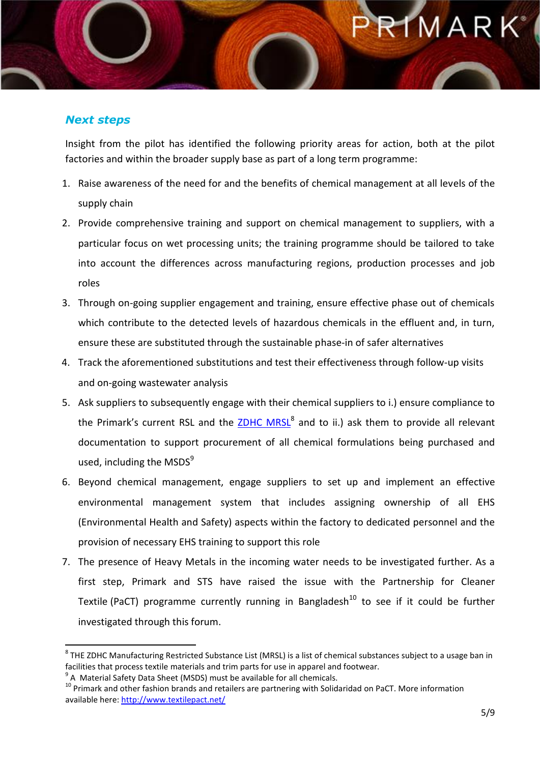## *Next steps*

Insight from the pilot has identified the following priority areas for action, both at the pilot factories and within the broader supply base as part of a long term programme:

1. Raise awareness of the need for and the benefits of chemical management at all levels of the supply chain
2. Provide comprehensive training and support on chemical management to suppliers, with a particular focus on wet processing units; the training programme should be tailored to take into account the differences across manufacturing regions, production processes and job roles
3. Through on-going supplier engagement and training, ensure effective phase out of chemicals which contribute to the detected levels of hazardous chemicals in the effluent and, in turn, ensure these are substituted through the sustainable phase-in of safer alternatives
4. Track the aforementioned substitutions and test their effectiveness through follow-up visits and on-going wastewater analysis
5. Ask suppliers to subsequently engage with their chemical suppliers to i.) ensure compliance to the Primark's current RSL and the ZDHC MRSL[8] and to ii.) ask them to provide all relevant documentation to support procurement of all chemical formulations being purchased and used, including the MSDS[9]
6. Beyond chemical management, engage suppliers to set up and implement an effective environmental management system that includes assigning ownership of all EHS (Environmental Health and Safety) aspects within the factory to dedicated personnel and the provision of necessary EHS training to support this role
7. The presence of Heavy Metals in the incoming water needs to be investigated further. As a first step, Primark and STS have raised the issue with the Partnership for Cleaner Textile (PaCT) programme currently running in Bangladesh[10] to see if it could be further investigated through this forum.

---

[8] THE ZDHC Manufacturing Restricted Substance List (MRSL) is a list of chemical substances subject to a usage ban in facilities that process textile materials and trim parts for use in apparel and footwear.

[9] A Material Safety Data Sheet (MSDS) must be available for all chemicals.

[10] Primark and other fashion brands and retailers are partnering with Solidaridad on PaCT. More information available here: http://www.textilepact.net/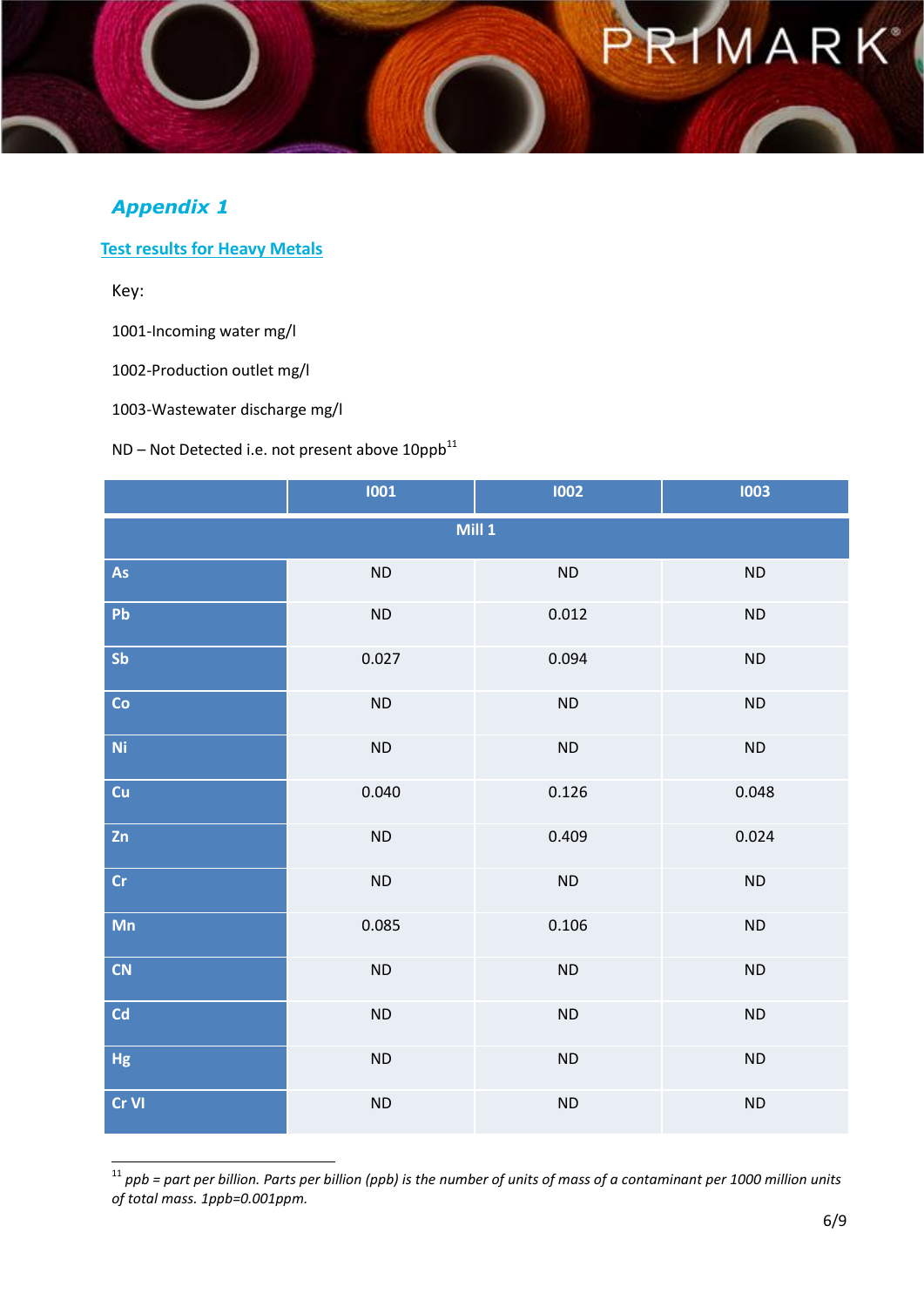## *Appendix 1*

### Test results for Heavy Metals

Key:

1001-Incoming water mg/l

1002-Production outlet mg/l

1003-Wastewater discharge mg/l

ND – Not Detected i.e. not present above 10ppb[11]

| | I001 | I002 | I003 |
|---|---|---|---|
| **Mill 1** | | | |
| **As** | ND | ND | ND |
| **Pb** | ND | 0.012 | ND |
| **Sb** | 0.027 | 0.094 | ND |
| **Co** | ND | ND | ND |
| **Ni** | ND | ND | ND |
| **Cu** | 0.040 | 0.126 | 0.048 |
| **Zn** | ND | 0.409 | 0.024 |
| **Cr** | ND | ND | ND |
| **Mn** | 0.085 | 0.106 | ND |
| **CN** | ND | ND | ND |
| **Cd** | ND | ND | ND |
| **Hg** | ND | ND | ND |
| **Cr VI** | ND | ND | ND |

[11] *ppb = part per billion. Parts per billion (ppb) is the number of units of mass of a contaminant per 1000 million units of total mass. 1ppb=0.001ppm.*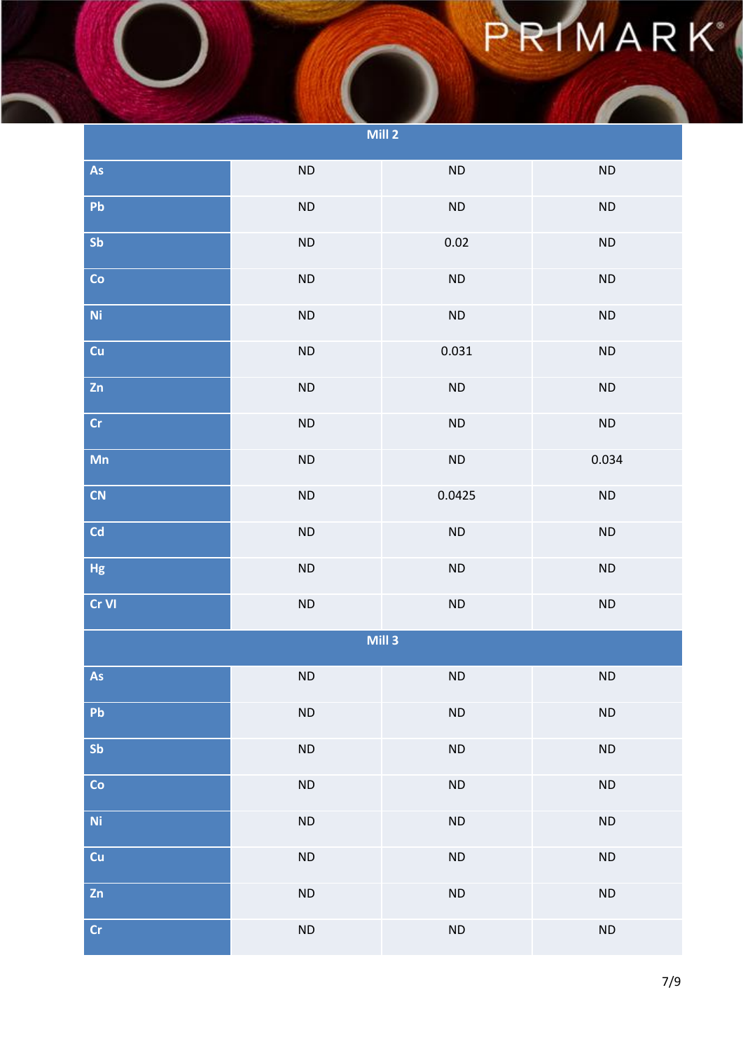| Mill 2 | | | |
|---|---|---|---|
| As | ND | ND | ND |
| Pb | ND | ND | ND |
| Sb | ND | 0.02 | ND |
| Co | ND | ND | ND |
| Ni | ND | ND | ND |
| Cu | ND | 0.031 | ND |
| Zn | ND | ND | ND |
| Cr | ND | ND | ND |
| Mn | ND | ND | 0.034 |
| CN | ND | 0.0425 | ND |
| Cd | ND | ND | ND |
| Hg | ND | ND | ND |
| Cr VI | ND | ND | ND |
| **Mill 3** | | | |
| As | ND | ND | ND |
| Pb | ND | ND | ND |
| Sb | ND | ND | ND |
| Co | ND | ND | ND |
| Ni | ND | ND | ND |
| Cu | ND | ND | ND |
| Zn | ND | ND | ND |
| Cr | ND | ND | ND |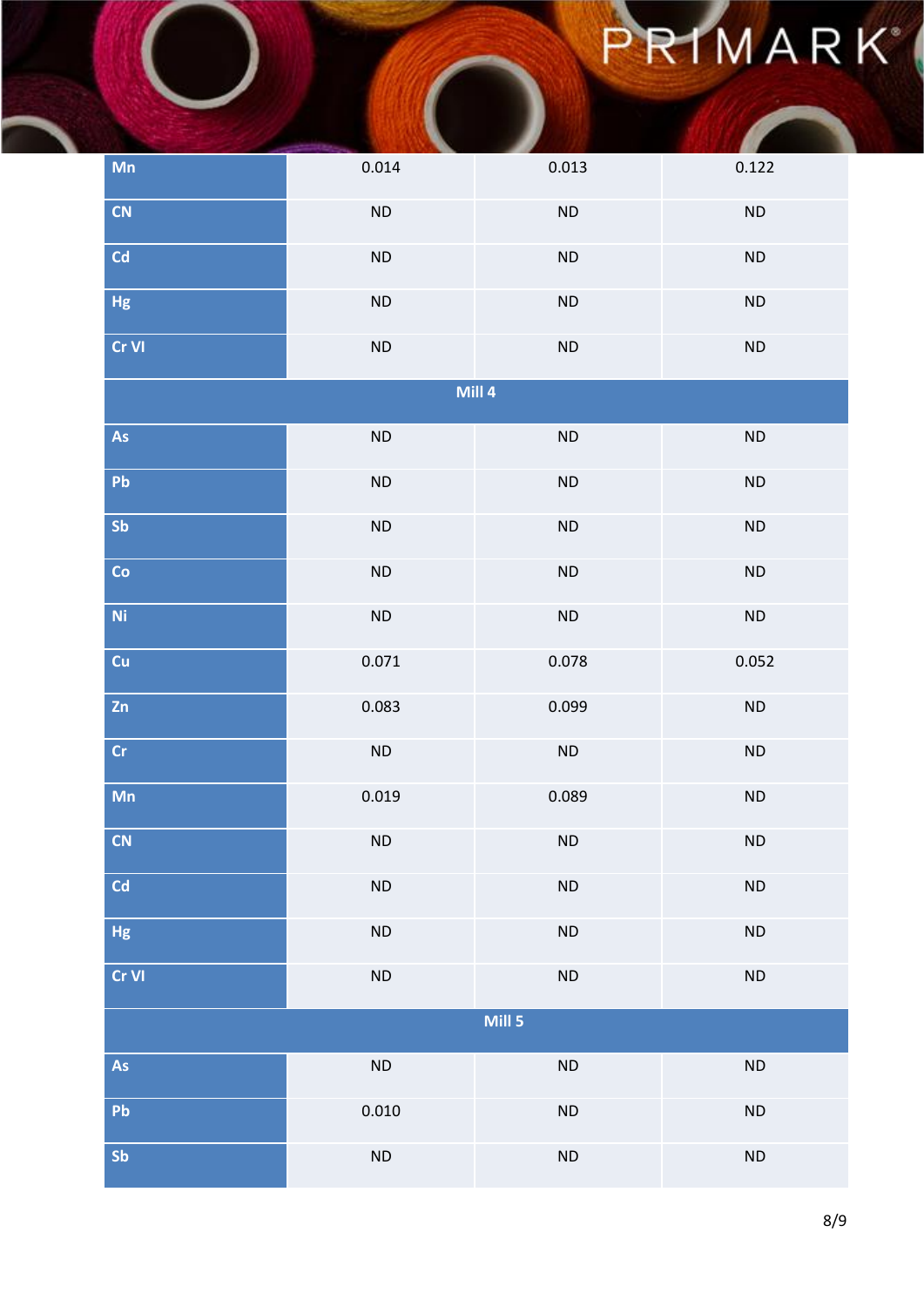| | | | |
|---|---|---|---|
| Mn | 0.014 | 0.013 | 0.122 |
| CN | ND | ND | ND |
| Cd | ND | ND | ND |
| Hg | ND | ND | ND |
| Cr VI | ND | ND | ND |
| **Mill 4** | | | |
| As | ND | ND | ND |
| Pb | ND | ND | ND |
| Sb | ND | ND | ND |
| Co | ND | ND | ND |
| Ni | ND | ND | ND |
| Cu | 0.071 | 0.078 | 0.052 |
| Zn | 0.083 | 0.099 | ND |
| Cr | ND | ND | ND |
| Mn | 0.019 | 0.089 | ND |
| CN | ND | ND | ND |
| Cd | ND | ND | ND |
| Hg | ND | ND | ND |
| Cr VI | ND | ND | ND |
| **Mill 5** | | | |
| As | ND | ND | ND |
| Pb | 0.010 | ND | ND |
| Sb | ND | ND | ND |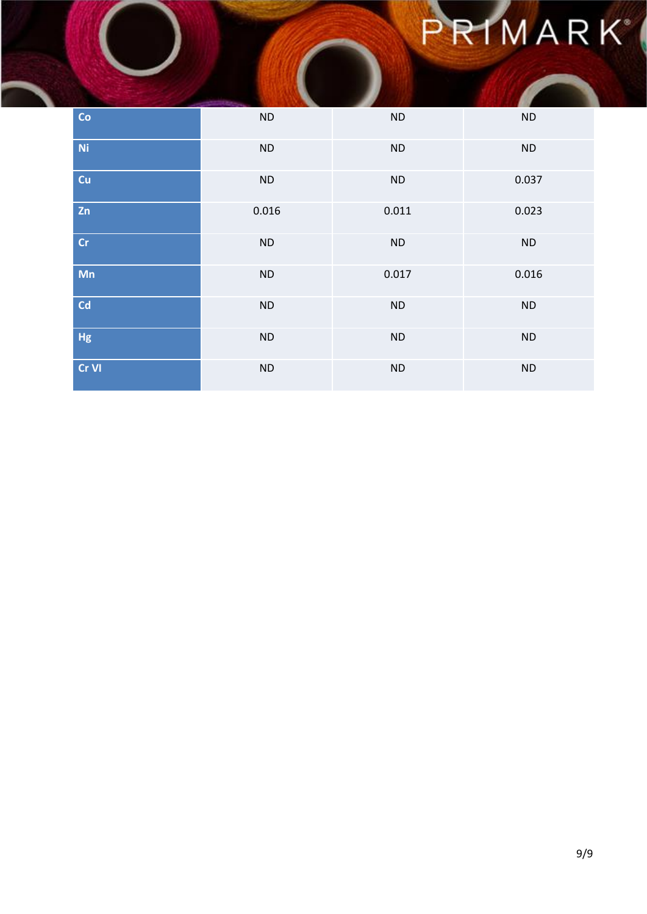| | | | |
|---|---|---|---|
| Co | ND | ND | ND |
| Ni | ND | ND | ND |
| Cu | ND | ND | 0.037 |
| Zn | 0.016 | 0.011 | 0.023 |
| Cr | ND | ND | ND |
| Mn | ND | 0.017 | 0.016 |
| Cd | ND | ND | ND |
| Hg | ND | ND | ND |
| Cr VI | ND | ND | ND |